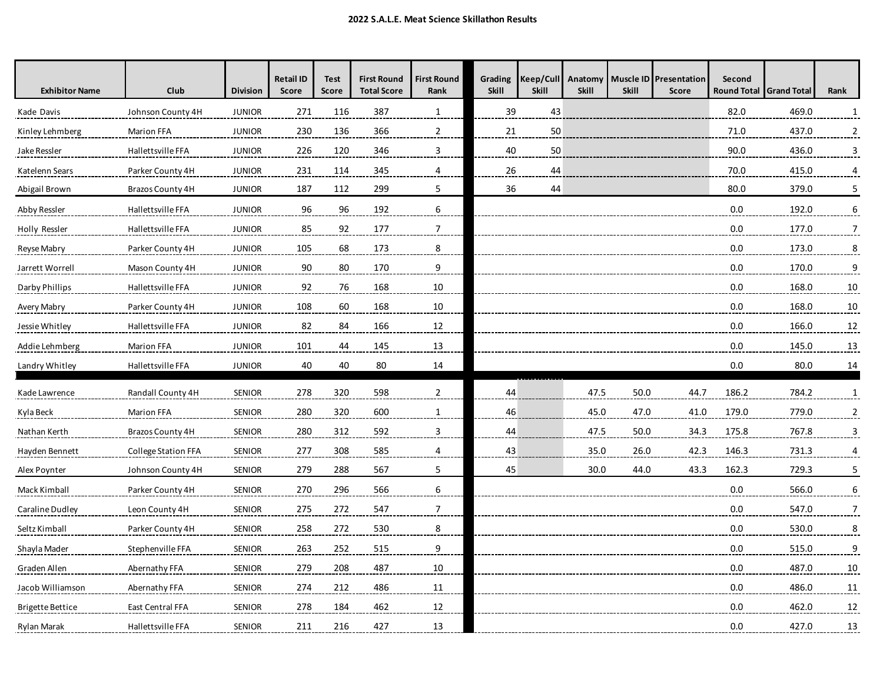**2022 S.A.L.E. Meat Science Skillathon Results**

| Exhibitor Name | Club | Division | Retail ID Score | Test Score | First Round Total Score | First Round Rank | Grading Skill | Keep/Cull Skill | Anatomy Skill | Muscle ID Skill | Presentation Score | Second Round Total | Grand Total | Rank |
|---|---|---|---|---|---|---|---|---|---|---|---|---|---|---|
| Kade Davis | Johnson County 4H | JUNIOR | 271 | 116 | 387 | 1 | 39 | 43 | | | | 82.0 | 469.0 | 1 |
| Kinley Lehmberg | Marion FFA | JUNIOR | 230 | 136 | 366 | 2 | 21 | 50 | | | | 71.0 | 437.0 | 2 |
| Jake Ressler | Hallettsville FFA | JUNIOR | 226 | 120 | 346 | 3 | 40 | 50 | | | | 90.0 | 436.0 | 3 |
| Katelenn Sears | Parker County 4H | JUNIOR | 231 | 114 | 345 | 4 | 26 | 44 | | | | 70.0 | 415.0 | 4 |
| Abigail Brown | Brazos County 4H | JUNIOR | 187 | 112 | 299 | 5 | 36 | 44 | | | | 80.0 | 379.0 | 5 |
| Abby Ressler | Hallettsville FFA | JUNIOR | 96 | 96 | 192 | 6 | | | | | | 0.0 | 192.0 | 6 |
| Holly Ressler | Hallettsville FFA | JUNIOR | 85 | 92 | 177 | 7 | | | | | | 0.0 | 177.0 | 7 |
| Reyse Mabry | Parker County 4H | JUNIOR | 105 | 68 | 173 | 8 | | | | | | 0.0 | 173.0 | 8 |
| Jarrett Worrell | Mason County 4H | JUNIOR | 90 | 80 | 170 | 9 | | | | | | 0.0 | 170.0 | 9 |
| Darby Phillips | Hallettsville FFA | JUNIOR | 92 | 76 | 168 | 10 | | | | | | 0.0 | 168.0 | 10 |
| Avery Mabry | Parker County 4H | JUNIOR | 108 | 60 | 168 | 10 | | | | | | 0.0 | 168.0 | 10 |
| Jessie Whitley | Hallettsville FFA | JUNIOR | 82 | 84 | 166 | 12 | | | | | | 0.0 | 166.0 | 12 |
| Addie Lehmberg | Marion FFA | JUNIOR | 101 | 44 | 145 | 13 | | | | | | 0.0 | 145.0 | 13 |
| Landry Whitley | Hallettsville FFA | JUNIOR | 40 | 40 | 80 | 14 | | | | | | 0.0 | 80.0 | 14 |
| Kade Lawrence | Randall County 4H | SENIOR | 278 | 320 | 598 | 2 | 44 | | 47.5 | 50.0 | 44.7 | 186.2 | 784.2 | 1 |
| Kyla Beck | Marion FFA | SENIOR | 280 | 320 | 600 | 1 | 46 | | 45.0 | 47.0 | 41.0 | 179.0 | 779.0 | 2 |
| Nathan Kerth | Brazos County 4H | SENIOR | 280 | 312 | 592 | 3 | 44 | | 47.5 | 50.0 | 34.3 | 175.8 | 767.8 | 3 |
| Hayden Bennett | College Station FFA | SENIOR | 277 | 308 | 585 | 4 | 43 | | 35.0 | 26.0 | 42.3 | 146.3 | 731.3 | 4 |
| Alex Poynter | Johnson County 4H | SENIOR | 279 | 288 | 567 | 5 | 45 | | 30.0 | 44.0 | 43.3 | 162.3 | 729.3 | 5 |
| Mack Kimball | Parker County 4H | SENIOR | 270 | 296 | 566 | 6 | | | | | | 0.0 | 566.0 | 6 |
| Caraline Dudley | Leon County 4H | SENIOR | 275 | 272 | 547 | 7 | | | | | | 0.0 | 547.0 | 7 |
| Seltz Kimball | Parker County 4H | SENIOR | 258 | 272 | 530 | 8 | | | | | | 0.0 | 530.0 | 8 |
| Shayla Mader | Stephenville FFA | SENIOR | 263 | 252 | 515 | 9 | | | | | | 0.0 | 515.0 | 9 |
| Graden Allen | Abernathy FFA | SENIOR | 279 | 208 | 487 | 10 | | | | | | 0.0 | 487.0 | 10 |
| Jacob Williamson | Abernathy FFA | SENIOR | 274 | 212 | 486 | 11 | | | | | | 0.0 | 486.0 | 11 |
| Brigette Bettice | East Central FFA | SENIOR | 278 | 184 | 462 | 12 | | | | | | 0.0 | 462.0 | 12 |
| Rylan Marak | Hallettsville FFA | SENIOR | 211 | 216 | 427 | 13 | | | | | | 0.0 | 427.0 | 13 |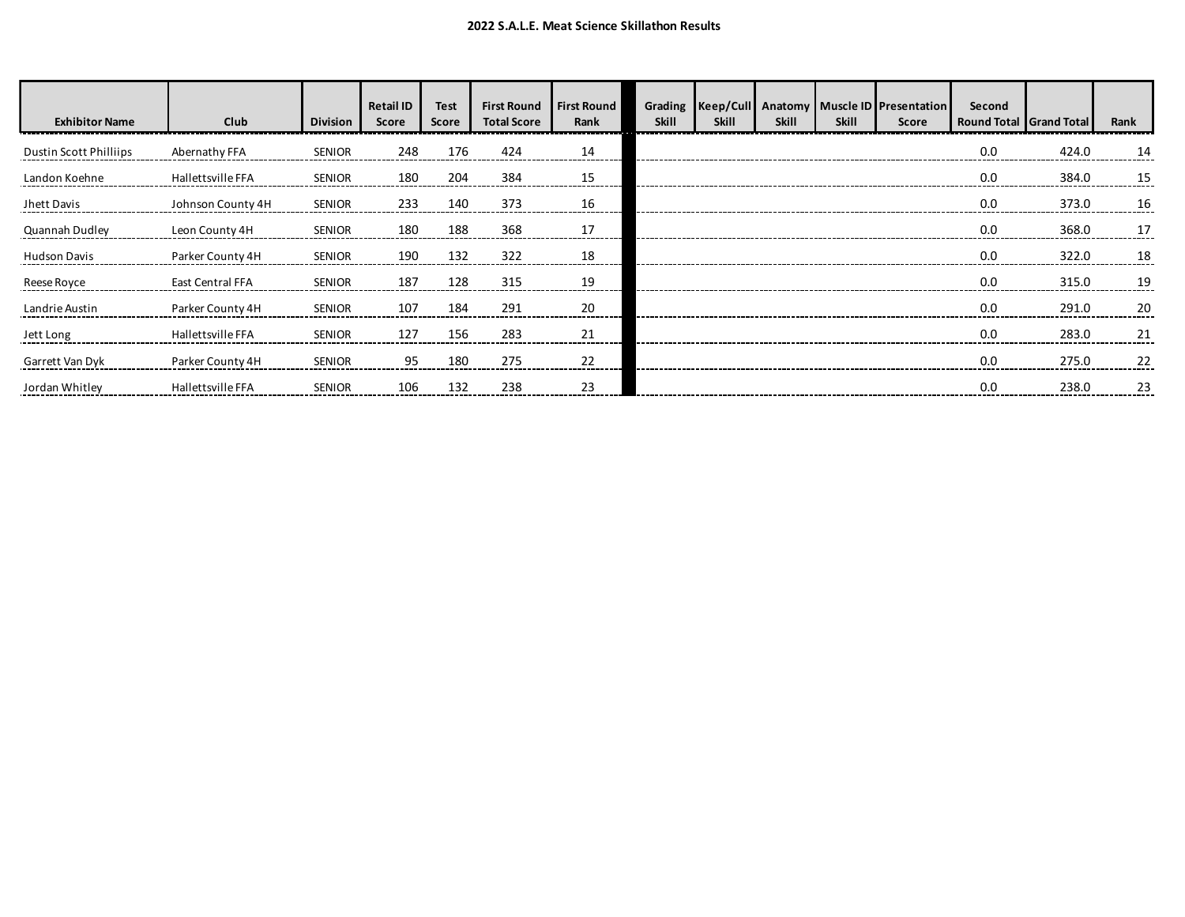**2022 S.A.L.E. Meat Science Skillathon Results**

| Exhibitor Name | Club | Division | Retail ID Score | Test Score | First Round Total Score | First Round Rank | | Grading Skill | Keep/Cull Skill | Anatomy Skill | Muscle ID Skill | Presentation Score | Second Round Total | Grand Total | Rank |
|---|---|---|---|---|---|---|---|---|---|---|---|---|---|---|---|
| Dustin Scott Philliips | Abernathy FFA | SENIOR | 248 | 176 | 424 | 14 | | | | | | | 0.0 | 424.0 | 14 |
| Landon Koehne | Hallettsville FFA | SENIOR | 180 | 204 | 384 | 15 | | | | | | | 0.0 | 384.0 | 15 |
| Jhett Davis | Johnson County 4H | SENIOR | 233 | 140 | 373 | 16 | | | | | | | 0.0 | 373.0 | 16 |
| Quannah Dudley | Leon County 4H | SENIOR | 180 | 188 | 368 | 17 | | | | | | | 0.0 | 368.0 | 17 |
| Hudson Davis | Parker County 4H | SENIOR | 190 | 132 | 322 | 18 | | | | | | | 0.0 | 322.0 | 18 |
| Reese Royce | East Central FFA | SENIOR | 187 | 128 | 315 | 19 | | | | | | | 0.0 | 315.0 | 19 |
| Landrie Austin | Parker County 4H | SENIOR | 107 | 184 | 291 | 20 | | | | | | | 0.0 | 291.0 | 20 |
| Jett Long | Hallettsville FFA | SENIOR | 127 | 156 | 283 | 21 | | | | | | | 0.0 | 283.0 | 21 |
| Garrett Van Dyk | Parker County 4H | SENIOR | 95 | 180 | 275 | 22 | | | | | | | 0.0 | 275.0 | 22 |
| Jordan Whitley | Hallettsville FFA | SENIOR | 106 | 132 | 238 | 23 | | | | | | | 0.0 | 238.0 | 23 |